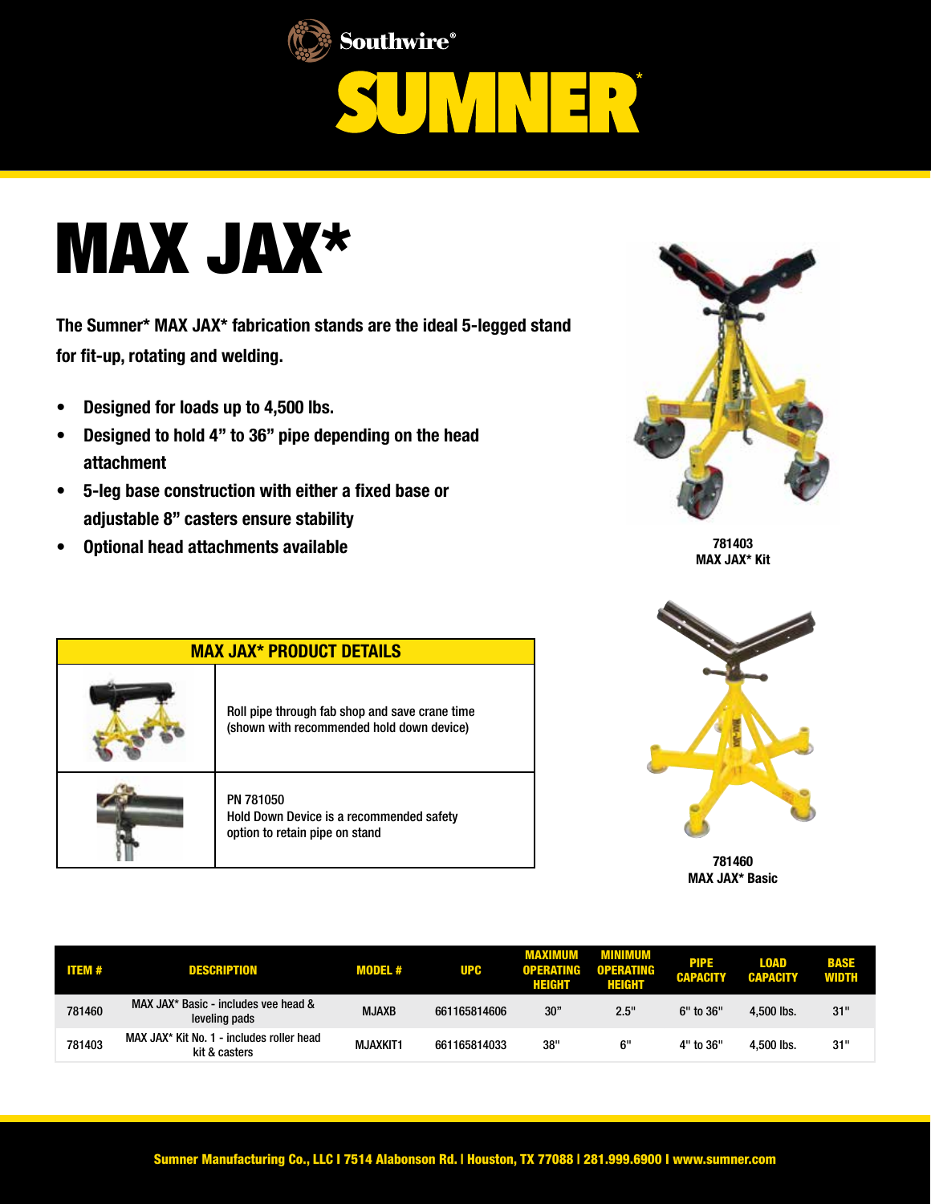Southwire®

# SUMNER*

# MAX JAX*

**The Sumner* MAX JAX* fabrication stands are the ideal 5-legged stand for fit-up, rotating and welding.**

- **Designed for loads up to 4,500 lbs.**
- **Designed to hold 4" to 36" pipe depending on the head attachment**
- **5-leg base construction with either a fixed base or adjustable 8" casters ensure stability**
- **Optional head attachments available**

**781403**
**MAX JAX* Kit**

**781460**
**MAX JAX* Basic**

| MAX JAX* PRODUCT DETAILS | |
|---|---|
| | Roll pipe through fab shop and save crane time (shown with recommended hold down device) |
| | PN 781050<br>Hold Down Device is a recommended safety option to retain pipe on stand |

| ITEM # | DESCRIPTION | MODEL # | UPC | MAXIMUM OPERATING HEIGHT | MINIMUM OPERATING HEIGHT | PIPE CAPACITY | LOAD CAPACITY | BASE WIDTH |
|---|---|---|---|---|---|---|---|---|
| 781460 | MAX JAX* Basic - includes vee head & leveling pads | MJAXB | 661165814606 | 30" | 2.5" | 6" to 36" | 4,500 lbs. | 31" |
| 781403 | MAX JAX* Kit No. 1 - includes roller head kit & casters | MJAXKIT1 | 661165814033 | 38" | 6" | 4" to 36" | 4,500 lbs. | 31" |

**Sumner Manufacturing Co., LLC I 7514 Alabonson Rd. I Houston, TX 77088 I 281.999.6900 I www.sumner.com**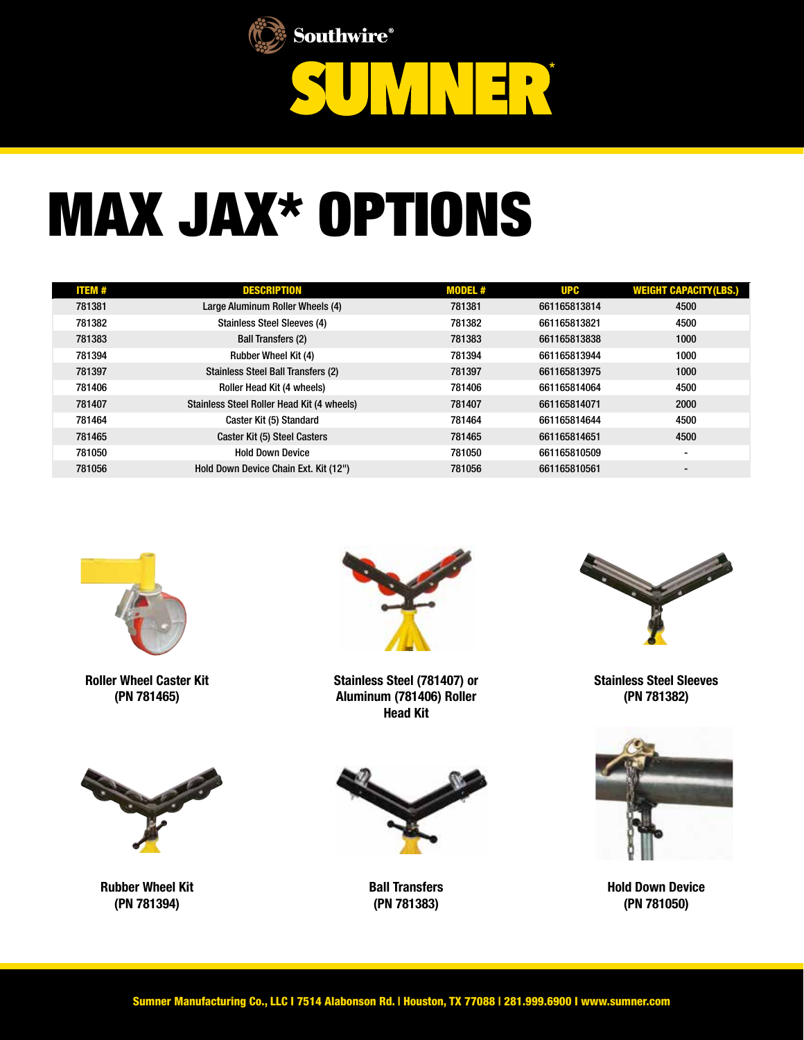Southwire®

SUMNER*

# MAX JAX* OPTIONS

| ITEM # | DESCRIPTION | MODEL # | UPC | WEIGHT CAPACITY(LBS.) |
|---|---|---|---|---|
| 781381 | Large Aluminum Roller Wheels (4) | 781381 | 661165813814 | 4500 |
| 781382 | Stainless Steel Sleeves (4) | 781382 | 661165813821 | 4500 |
| 781383 | Ball Transfers (2) | 781383 | 661165813838 | 1000 |
| 781394 | Rubber Wheel Kit (4) | 781394 | 661165813944 | 1000 |
| 781397 | Stainless Steel Ball Transfers (2) | 781397 | 661165813975 | 1000 |
| 781406 | Roller Head Kit (4 wheels) | 781406 | 661165814064 | 4500 |
| 781407 | Stainless Steel Roller Head Kit (4 wheels) | 781407 | 661165814071 | 2000 |
| 781464 | Caster Kit (5) Standard | 781464 | 661165814644 | 4500 |
| 781465 | Caster Kit (5) Steel Casters | 781465 | 661165814651 | 4500 |
| 781050 | Hold Down Device | 781050 | 661165810509 | - |
| 781056 | Hold Down Device Chain Ext. Kit (12") | 781056 | 661165810561 | - |

**Roller Wheel Caster Kit (PN 781465)**

**Stainless Steel (781407) or Aluminum (781406) Roller Head Kit**

**Stainless Steel Sleeves (PN 781382)**

**Rubber Wheel Kit (PN 781394)**

**Ball Transfers (PN 781383)**

**Hold Down Device (PN 781050)**

Sumner Manufacturing Co., LLC I 7514 Alabonson Rd. I Houston, TX 77088 I 281.999.6900 I www.sumner.com